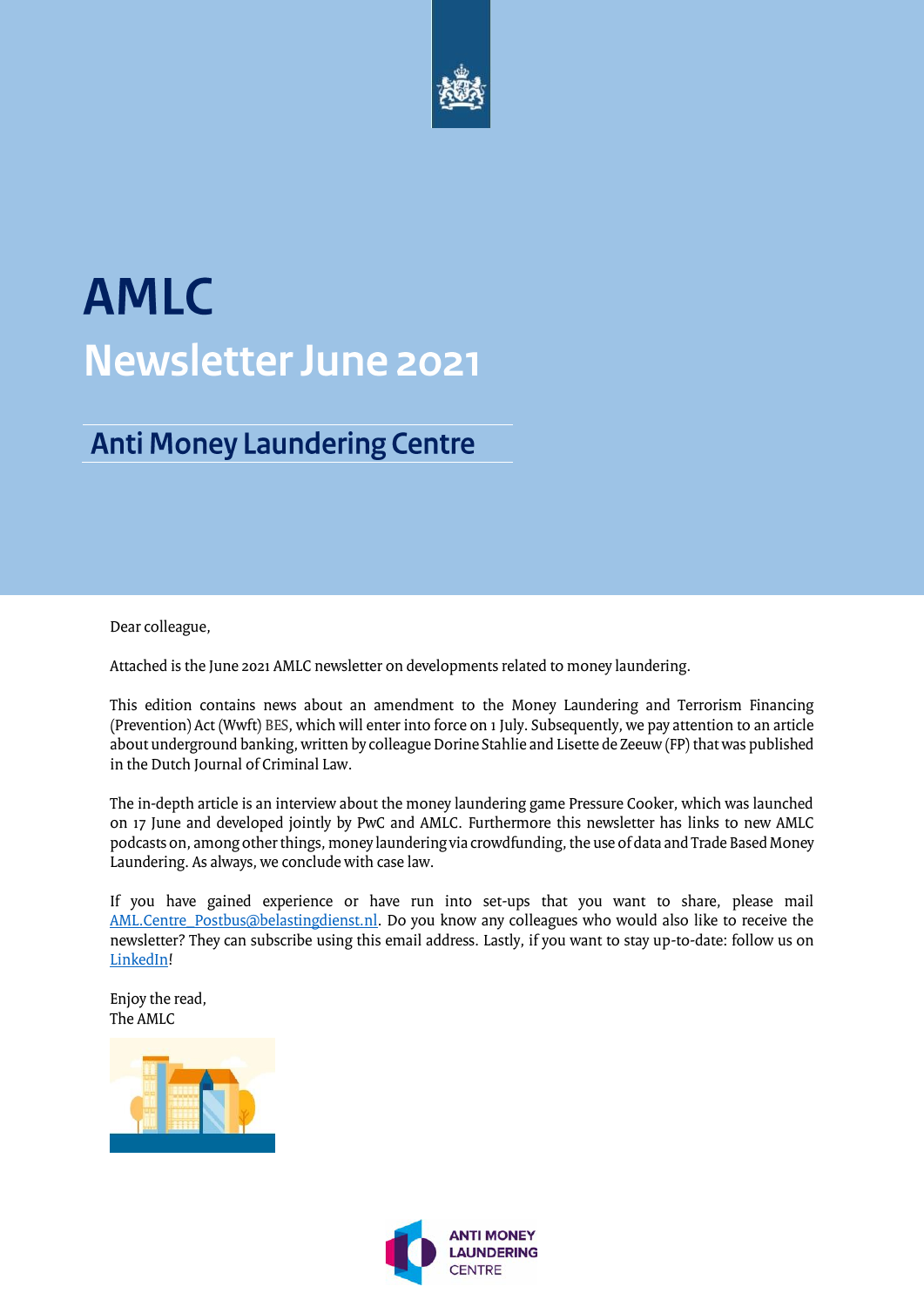# AMLC

## Newsletter June 2021

### Anti Money Laundering Centre

Dear colleague,

Attached is the June 2021 AMLC newsletter on developments related to money laundering.

This edition contains news about an amendment to the Money Laundering and Terrorism Financing (Prevention) Act (Wwft) BES, which will enter into force on 1 July. Subsequently, we pay attention to an article about underground banking, written by colleague Dorine Stahlie and Lisette de Zeeuw (FP) that was published in the Dutch Journal of Criminal Law.

The in-depth article is an interview about the money laundering game Pressure Cooker, which was launched on 17 June and developed jointly by PwC and AMLC. Furthermore this newsletter has links to new AMLC podcasts on, among other things, money laundering via crowdfunding, the use of data and Trade Based Money Laundering. As always, we conclude with case law.

If you have gained experience or have run into set-ups that you want to share, please mail AML.Centre_Postbus@belastingdienst.nl. Do you know any colleagues who would also like to receive the newsletter? They can subscribe using this email address. Lastly, if you want to stay up-to-date: follow us on LinkedIn!

Enjoy the read,
The AMLC

ANTI MONEY LAUNDERING CENTRE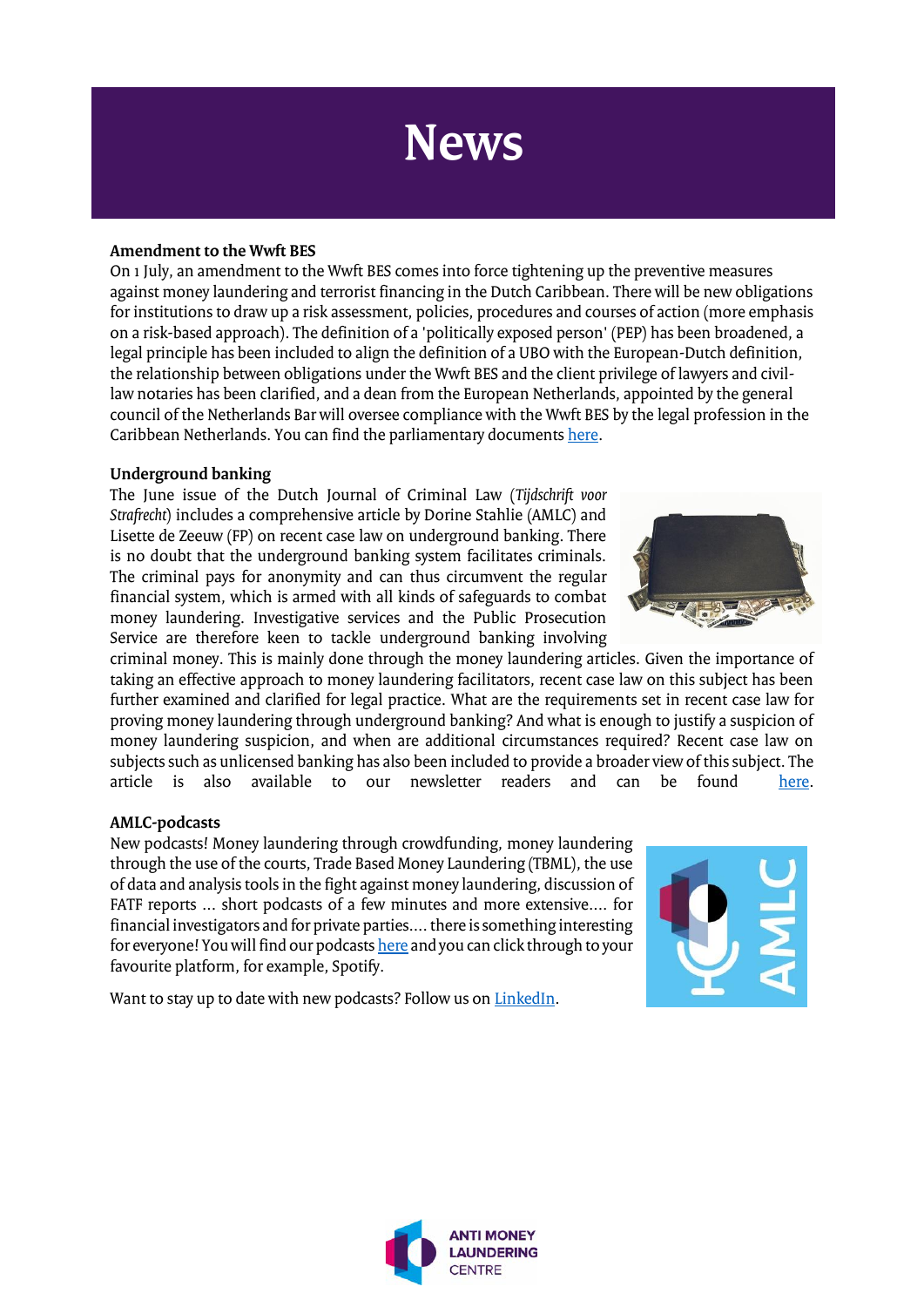# News

### Amendment to the Wwft BES

On 1 July, an amendment to the Wwft BES comes into force tightening up the preventive measures against money laundering and terrorist financing in the Dutch Caribbean. There will be new obligations for institutions to draw up a risk assessment, policies, procedures and courses of action (more emphasis on a risk-based approach). The definition of a 'politically exposed person' (PEP) has been broadened, a legal principle has been included to align the definition of a UBO with the European-Dutch definition, the relationship between obligations under the Wwft BES and the client privilege of lawyers and civil-law notaries has been clarified, and a dean from the European Netherlands, appointed by the general council of the Netherlands Bar will oversee compliance with the Wwft BES by the legal profession in the Caribbean Netherlands. You can find the parliamentary documents here.

### Underground banking

The June issue of the Dutch Journal of Criminal Law (*Tijdschrift voor Strafrecht*) includes a comprehensive article by Dorine Stahlie (AMLC) and Lisette de Zeeuw (FP) on recent case law on underground banking. There is no doubt that the underground banking system facilitates criminals. The criminal pays for anonymity and can thus circumvent the regular financial system, which is armed with all kinds of safeguards to combat money laundering. Investigative services and the Public Prosecution Service are therefore keen to tackle underground banking involving criminal money. This is mainly done through the money laundering articles. Given the importance of taking an effective approach to money laundering facilitators, recent case law on this subject has been further examined and clarified for legal practice. What are the requirements set in recent case law for proving money laundering through underground banking? And what is enough to justify a suspicion of money laundering suspicion, and when are additional circumstances required? Recent case law on subjects such as unlicensed banking has also been included to provide a broader view of this subject. The article is also available to our newsletter readers and can be found here.

### AMLC-podcasts

New podcasts! Money laundering through crowdfunding, money laundering through the use of the courts, Trade Based Money Laundering (TBML), the use of data and analysis tools in the fight against money laundering, discussion of FATF reports ... short podcasts of a few minutes and more extensive.... for financial investigators and for private parties.... there is something interesting for everyone! You will find our podcasts here and you can click through to your favourite platform, for example, Spotify.

Want to stay up to date with new podcasts? Follow us on LinkedIn.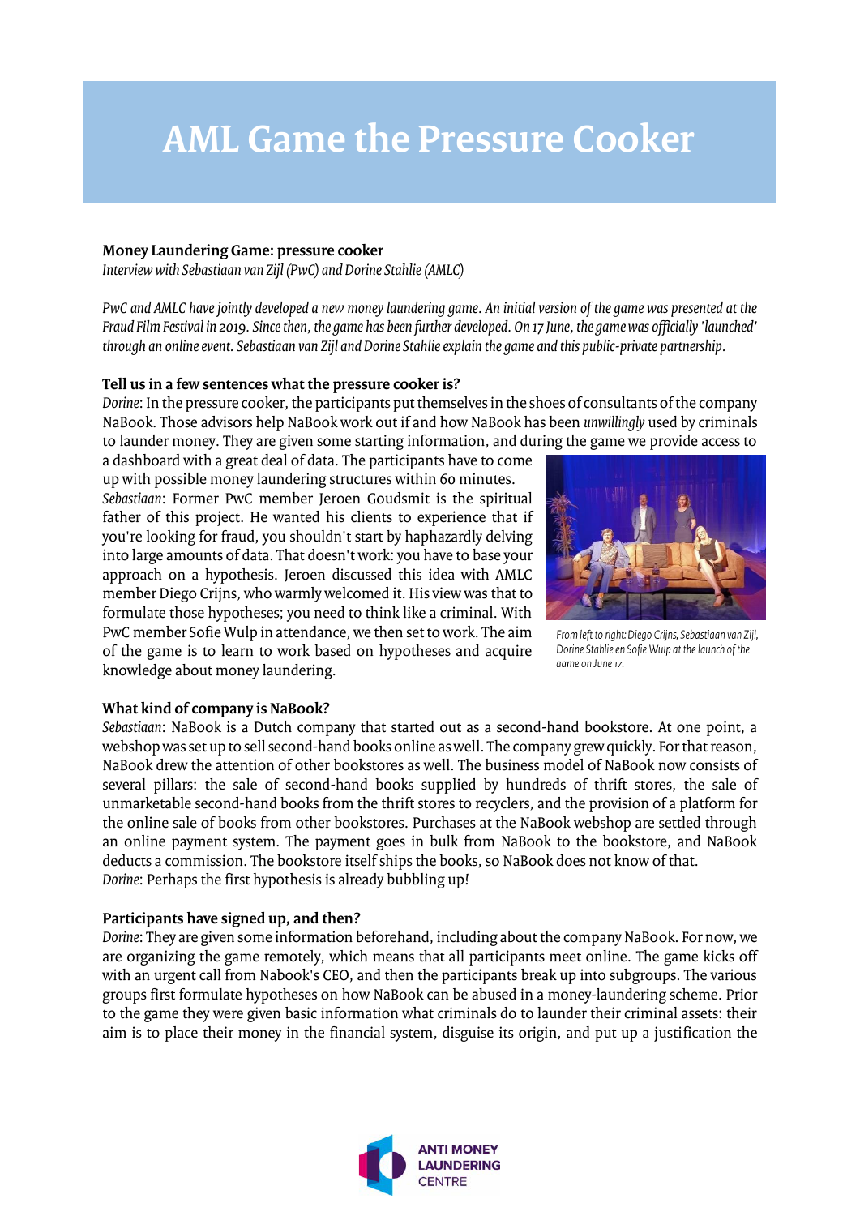# AML Game the Pressure Cooker

**Money Laundering Game: pressure cooker**
*Interview with Sebastiaan van Zijl (PwC) and Dorine Stahlie (AMLC)*

*PwC and AMLC have jointly developed a new money laundering game. An initial version of the game was presented at the Fraud Film Festival in 2019. Since then, the game has been further developed. On 17 June, the game was officially 'launched' through an online event. Sebastiaan van Zijl and Dorine Stahlie explain the game and this public-private partnership.*

**Tell us in a few sentences what the pressure cooker is?**

*Dorine*: In the pressure cooker, the participants put themselves in the shoes of consultants of the company NaBook. Those advisors help NaBook work out if and how NaBook has been *unwillingly* used by criminals to launder money. They are given some starting information, and during the game we provide access to a dashboard with a great deal of data. The participants have to come up with possible money laundering structures within 60 minutes.

*Sebastiaan*: Former PwC member Jeroen Goudsmit is the spiritual father of this project. He wanted his clients to experience that if you're looking for fraud, you shouldn't start by haphazardly delving into large amounts of data. That doesn't work: you have to base your approach on a hypothesis. Jeroen discussed this idea with AMLC member Diego Crijns, who warmly welcomed it. His view was that to formulate those hypotheses; you need to think like a criminal. With PwC member Sofie Wulp in attendance, we then set to work. The aim of the game is to learn to work based on hypotheses and acquire knowledge about money laundering.

*From left to right: Diego Crijns, Sebastiaan van Zijl, Dorine Stahlie en Sofie Wulp at the launch of the game on June 17.*

**What kind of company is NaBook?**

*Sebastiaan*: NaBook is a Dutch company that started out as a second-hand bookstore. At one point, a webshop was set up to sell second-hand books online as well. The company grew quickly. For that reason, NaBook drew the attention of other bookstores as well. The business model of NaBook now consists of several pillars: the sale of second-hand books supplied by hundreds of thrift stores, the sale of unmarketable second-hand books from the thrift stores to recyclers, and the provision of a platform for the online sale of books from other bookstores. Purchases at the NaBook webshop are settled through an online payment system. The payment goes in bulk from NaBook to the bookstore, and NaBook deducts a commission. The bookstore itself ships the books, so NaBook does not know of that.

*Dorine*: Perhaps the first hypothesis is already bubbling up!

**Participants have signed up, and then?**

*Dorine*: They are given some information beforehand, including about the company NaBook. For now, we are organizing the game remotely, which means that all participants meet online. The game kicks off with an urgent call from Nabook's CEO, and then the participants break up into subgroups. The various groups first formulate hypotheses on how NaBook can be abused in a money-laundering scheme. Prior to the game they were given basic information what criminals do to launder their criminal assets: their aim is to place their money in the financial system, disguise its origin, and put up a justification the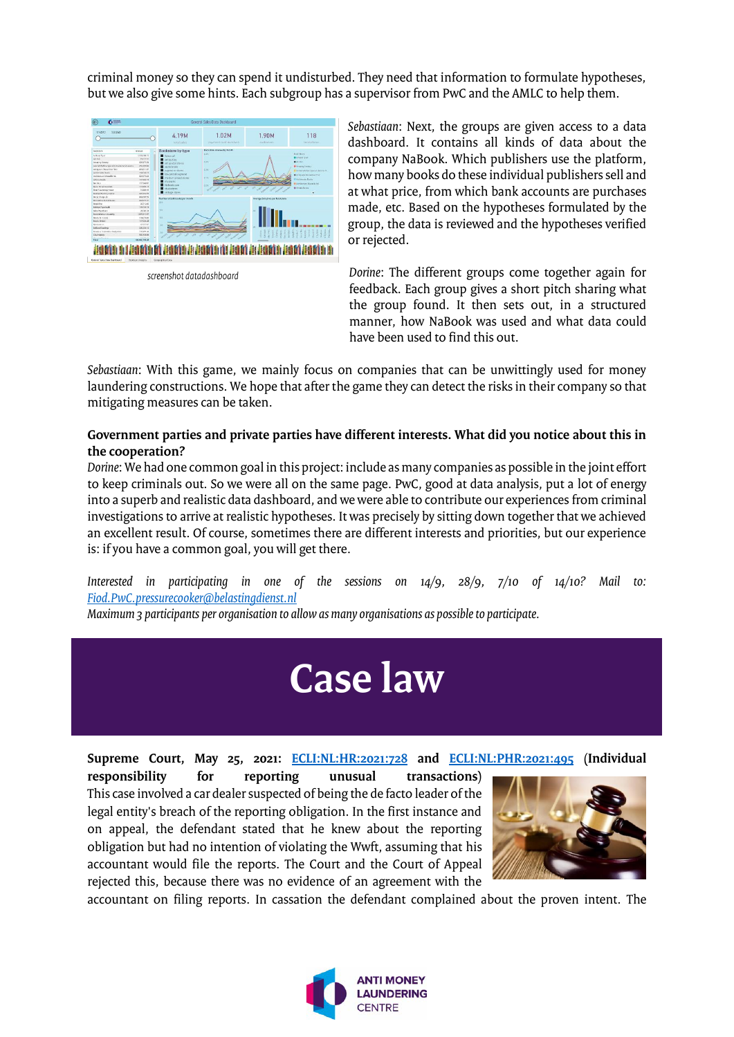criminal money so they can spend it undisturbed. They need that information to formulate hypotheses, but we also give some hints. Each subgroup has a supervisor from PwC and the AMLC to help them.

screenshot datadashboard

*Sebastiaan*: Next, the groups are given access to a data dashboard. It contains all kinds of data about the company NaBook. Which publishers use the platform, how many books do these individual publishers sell and at what price, from which bank accounts are purchases made, etc. Based on the hypotheses formulated by the group, the data is reviewed and the hypotheses verified or rejected.

*Dorine*: The different groups come together again for feedback. Each group gives a short pitch sharing what the group found. It then sets out, in a structured manner, how NaBook was used and what data could have been used to find this out.

*Sebastiaan*: With this game, we mainly focus on companies that can be unwittingly used for money laundering constructions. We hope that after the game they can detect the risks in their company so that mitigating measures can be taken.

**Government parties and private parties have different interests. What did you notice about this in the cooperation?**

*Dorine*: We had one common goal in this project: include as many companies as possible in the joint effort to keep criminals out. So we were all on the same page. PwC, good at data analysis, put a lot of energy into a superb and realistic data dashboard, and we were able to contribute our experiences from criminal investigations to arrive at realistic hypotheses. It was precisely by sitting down together that we achieved an excellent result. Of course, sometimes there are different interests and priorities, but our experience is: if you have a common goal, you will get there.

*Interested in participating in one of the sessions on 14/9, 28/9, 7/10 of 14/10? Mail to: Fiod.PwC.pressurecooker@belastingdienst.nl*
*Maximum 3 participants per organisation to allow as many organisations as possible to participate.*

# Case law

**Supreme Court, May 25, 2021: ECLI:NL:HR:2021:728 and ECLI:NL:PHR:2021:495 (Individual responsibility for reporting unusual transactions)**

This case involved a car dealer suspected of being the de facto leader of the legal entity's breach of the reporting obligation. In the first instance and on appeal, the defendant stated that he knew about the reporting obligation but had no intention of violating the Wwft, assuming that his accountant would file the reports. The Court and the Court of Appeal rejected this, because there was no evidence of an agreement with the accountant on filing reports. In cassation the defendant complained about the proven intent. The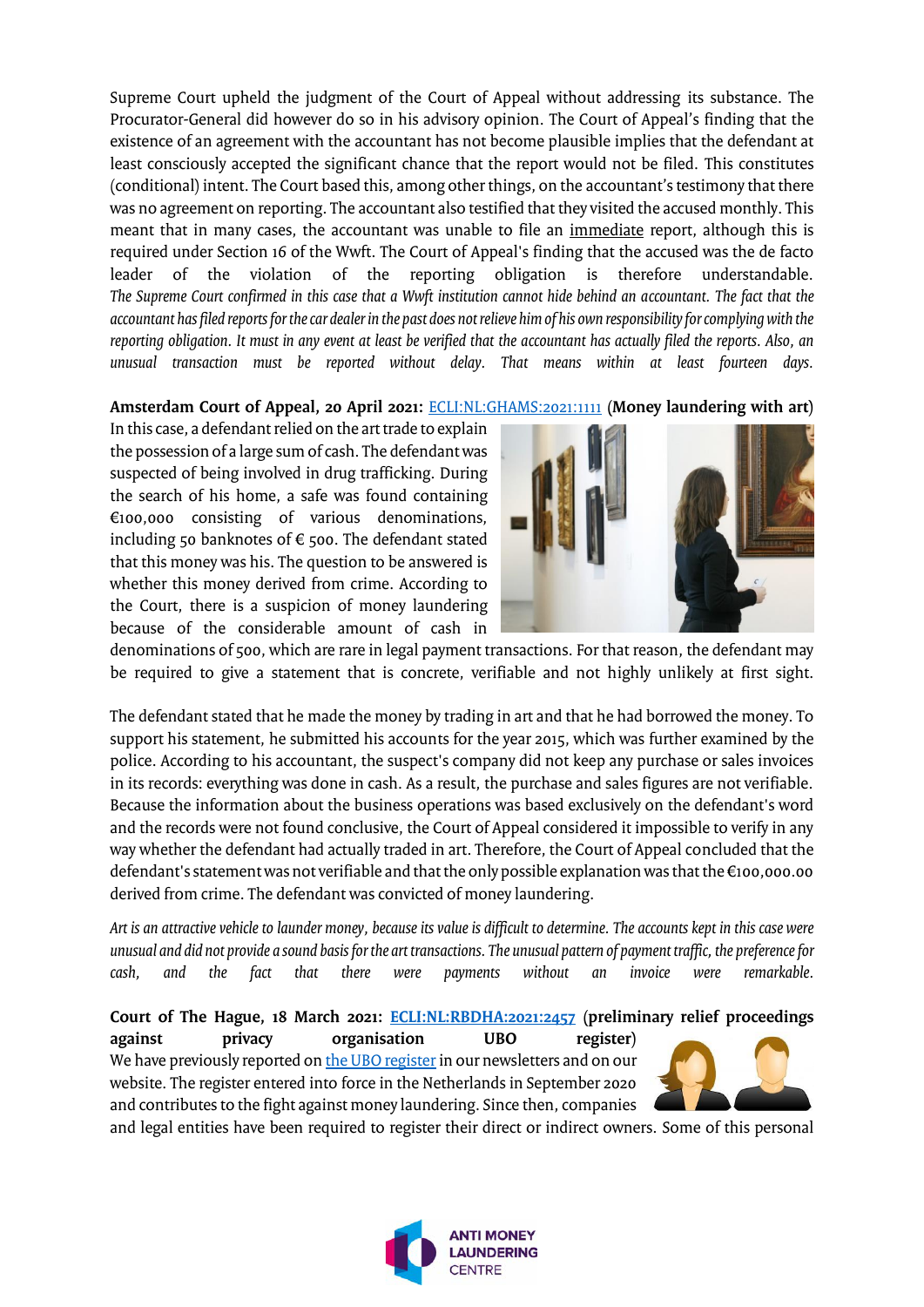Supreme Court upheld the judgment of the Court of Appeal without addressing its substance. The Procurator-General did however do so in his advisory opinion. The Court of Appeal's finding that the existence of an agreement with the accountant has not become plausible implies that the defendant at least consciously accepted the significant chance that the report would not be filed. This constitutes (conditional) intent. The Court based this, among other things, on the accountant's testimony that there was no agreement on reporting. The accountant also testified that they visited the accused monthly. This meant that in many cases, the accountant was unable to file an immediate report, although this is required under Section 16 of the Wwft. The Court of Appeal's finding that the accused was the de facto leader of the violation of the reporting obligation is therefore understandable. *The Supreme Court confirmed in this case that a Wwft institution cannot hide behind an accountant. The fact that the accountant has filed reports for the car dealer in the past does not relieve him of his own responsibility for complying with the reporting obligation. It must in any event at least be verified that the accountant has actually filed the reports. Also, an unusual transaction must be reported without delay. That means within at least fourteen days.*

**Amsterdam Court of Appeal, 20 April 2021:** [ECLI:NL:GHAMS:2021:1111](ECLI:NL:GHAMS:2021:1111) (**Money laundering with art**)

In this case, a defendant relied on the art trade to explain the possession of a large sum of cash. The defendant was suspected of being involved in drug trafficking. During the search of his home, a safe was found containing €100,000 consisting of various denominations, including 50 banknotes of € 500. The defendant stated that this money was his. The question to be answered is whether this money derived from crime. According to the Court, there is a suspicion of money laundering because of the considerable amount of cash in denominations of 500, which are rare in legal payment transactions. For that reason, the defendant may be required to give a statement that is concrete, verifiable and not highly unlikely at first sight.

The defendant stated that he made the money by trading in art and that he had borrowed the money. To support his statement, he submitted his accounts for the year 2015, which was further examined by the police. According to his accountant, the suspect's company did not keep any purchase or sales invoices in its records: everything was done in cash. As a result, the purchase and sales figures are not verifiable. Because the information about the business operations was based exclusively on the defendant's word and the records were not found conclusive, the Court of Appeal considered it impossible to verify in any way whether the defendant had actually traded in art. Therefore, the Court of Appeal concluded that the defendant's statement was not verifiable and that the only possible explanation was that the €100,000.00 derived from crime. The defendant was convicted of money laundering.

*Art is an attractive vehicle to launder money, because its value is difficult to determine. The accounts kept in this case were unusual and did not provide a sound basis for the art transactions. The unusual pattern of payment traffic, the preference for cash, and the fact that there were payments without an invoice were remarkable.*

**Court of The Hague, 18 March 2021:** [**ECLI:NL:RBDHA:2021:2457**](ECLI:NL:RBDHA:2021:2457) (**preliminary relief proceedings against privacy organisation UBO register**)

We have previously reported on the UBO register in our newsletters and on our website. The register entered into force in the Netherlands in September 2020 and contributes to the fight against money laundering. Since then, companies and legal entities have been required to register their direct or indirect owners. Some of this personal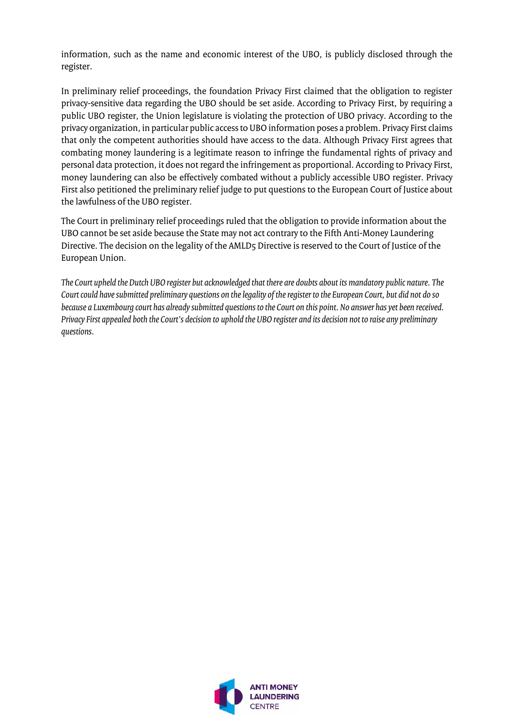information, such as the name and economic interest of the UBO, is publicly disclosed through the register.

In preliminary relief proceedings, the foundation Privacy First claimed that the obligation to register privacy-sensitive data regarding the UBO should be set aside. According to Privacy First, by requiring a public UBO register, the Union legislature is violating the protection of UBO privacy. According to the privacy organization, in particular public access to UBO information poses a problem. Privacy First claims that only the competent authorities should have access to the data. Although Privacy First agrees that combating money laundering is a legitimate reason to infringe the fundamental rights of privacy and personal data protection, it does not regard the infringement as proportional. According to Privacy First, money laundering can also be effectively combated without a publicly accessible UBO register. Privacy First also petitioned the preliminary relief judge to put questions to the European Court of Justice about the lawfulness of the UBO register.

The Court in preliminary relief proceedings ruled that the obligation to provide information about the UBO cannot be set aside because the State may not act contrary to the Fifth Anti-Money Laundering Directive. The decision on the legality of the AMLD5 Directive is reserved to the Court of Justice of the European Union.

*The Court upheld the Dutch UBO register but acknowledged that there are doubts about its mandatory public nature. The Court could have submitted preliminary questions on the legality of the register to the European Court, but did not do so because a Luxembourg court has already submitted questions to the Court on this point. No answer has yet been received. Privacy First appealed both the Court's decision to uphold the UBO register and its decision not to raise any preliminary questions.*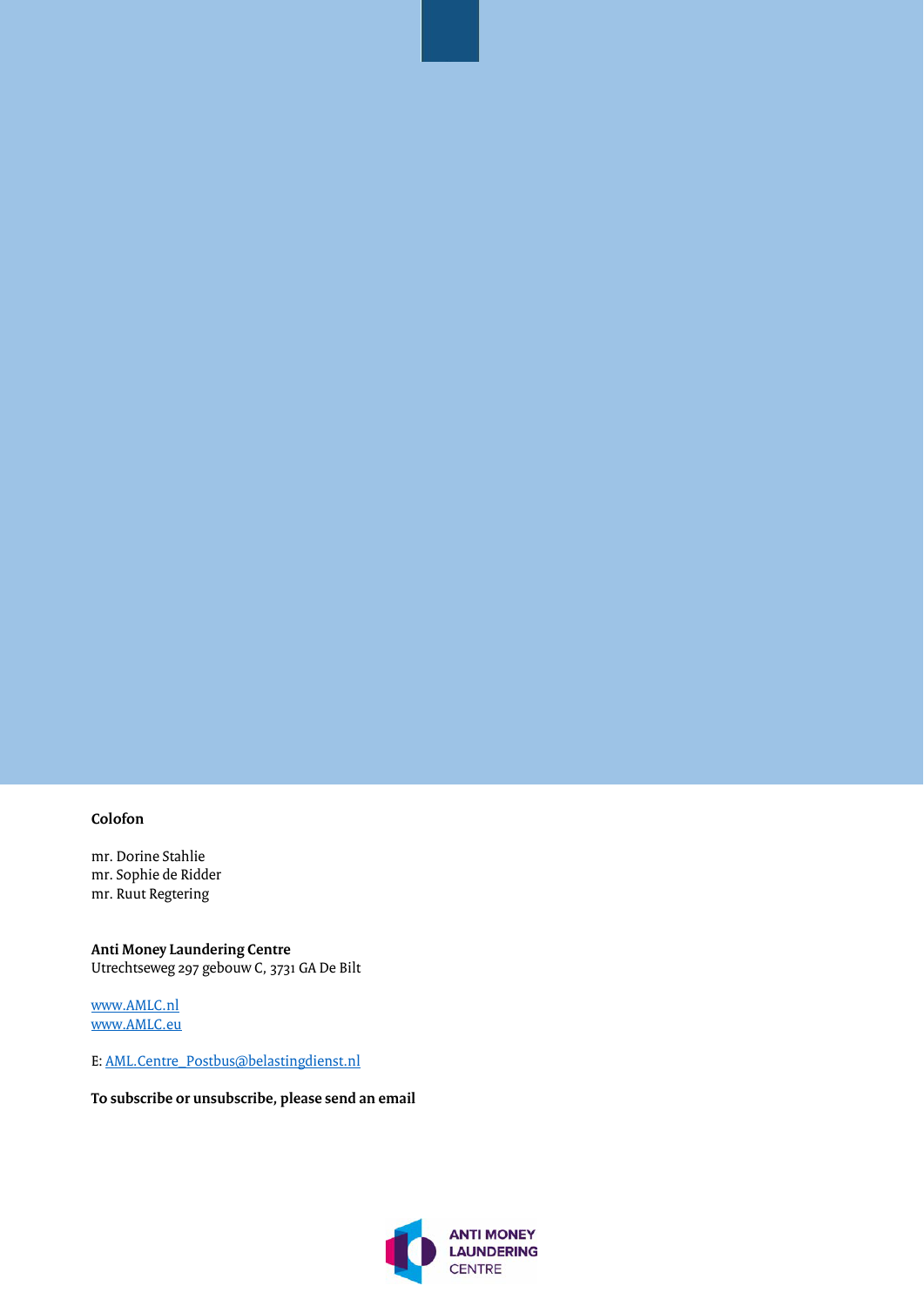**Colofon**

mr. Dorine Stahlie
mr. Sophie de Ridder
mr. Ruut Regtering

**Anti Money Laundering Centre**
Utrechtseweg 297 gebouw C, 3731 GA De Bilt

www.AMLC.nl
www.AMLC.eu

E: AML.Centre_Postbus@belastingdienst.nl

**To subscribe or unsubscribe, please send an email**

ANTI MONEY LAUNDERING CENTRE